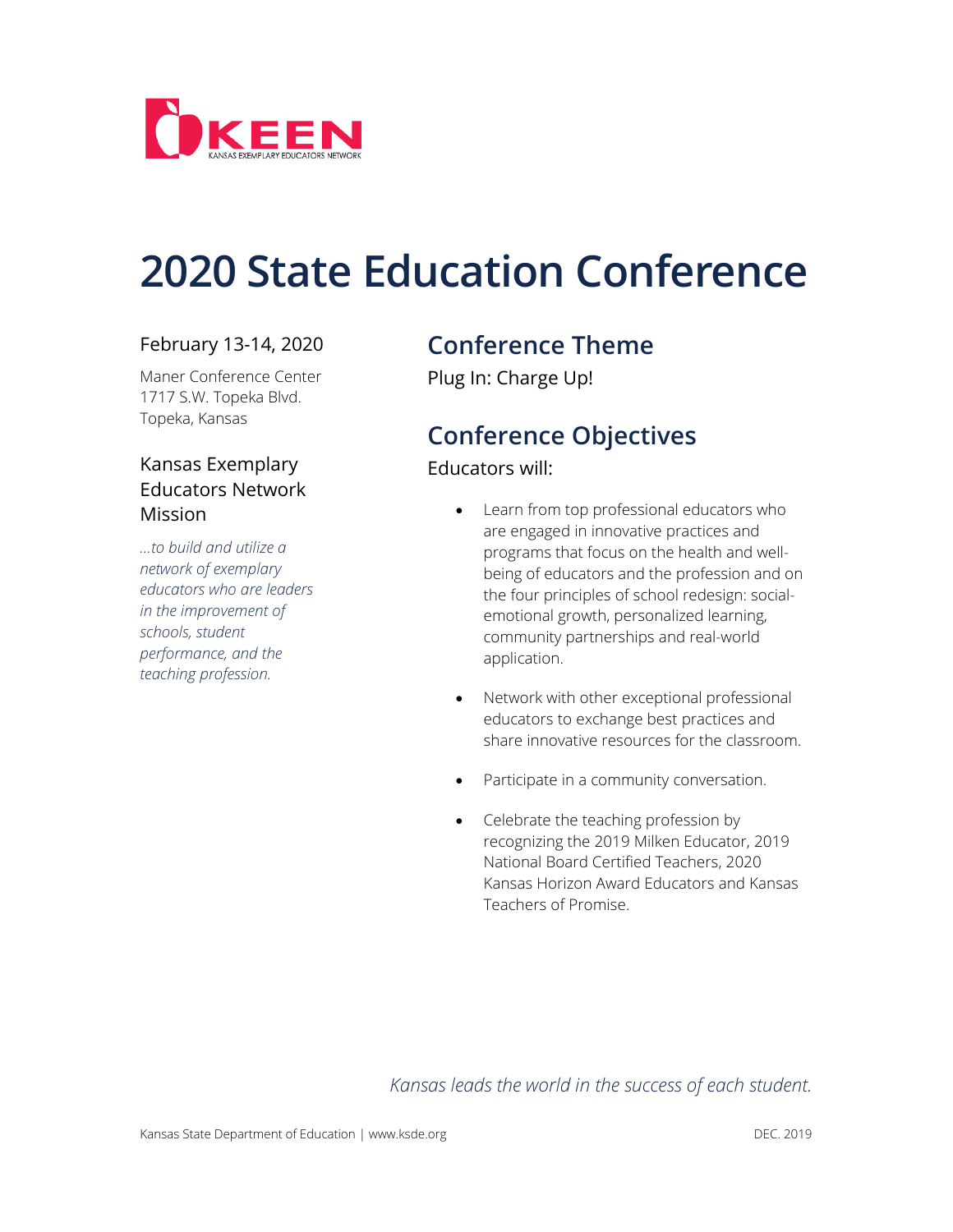KEEN
KANSAS EXEMPLARY EDUCATORS NETWORK

# 2020 State Education Conference

February 13-14, 2020

Maner Conference Center
1717 S.W. Topeka Blvd.
Topeka, Kansas

### Kansas Exemplary Educators Network Mission

*...to build and utilize a network of exemplary educators who are leaders in the improvement of schools, student performance, and the teaching profession.*

## Conference Theme

Plug In: Charge Up!

## Conference Objectives

Educators will:

- Learn from top professional educators who are engaged in innovative practices and programs that focus on the health and well-being of educators and the profession and on the four principles of school redesign: social-emotional growth, personalized learning, community partnerships and real-world application.
- Network with other exceptional professional educators to exchange best practices and share innovative resources for the classroom.
- Participate in a community conversation.
- Celebrate the teaching profession by recognizing the 2019 Milken Educator, 2019 National Board Certified Teachers, 2020 Kansas Horizon Award Educators and Kansas Teachers of Promise.

*Kansas leads the world in the success of each student.*

Kansas State Department of Education | www.ksde.org DEC. 2019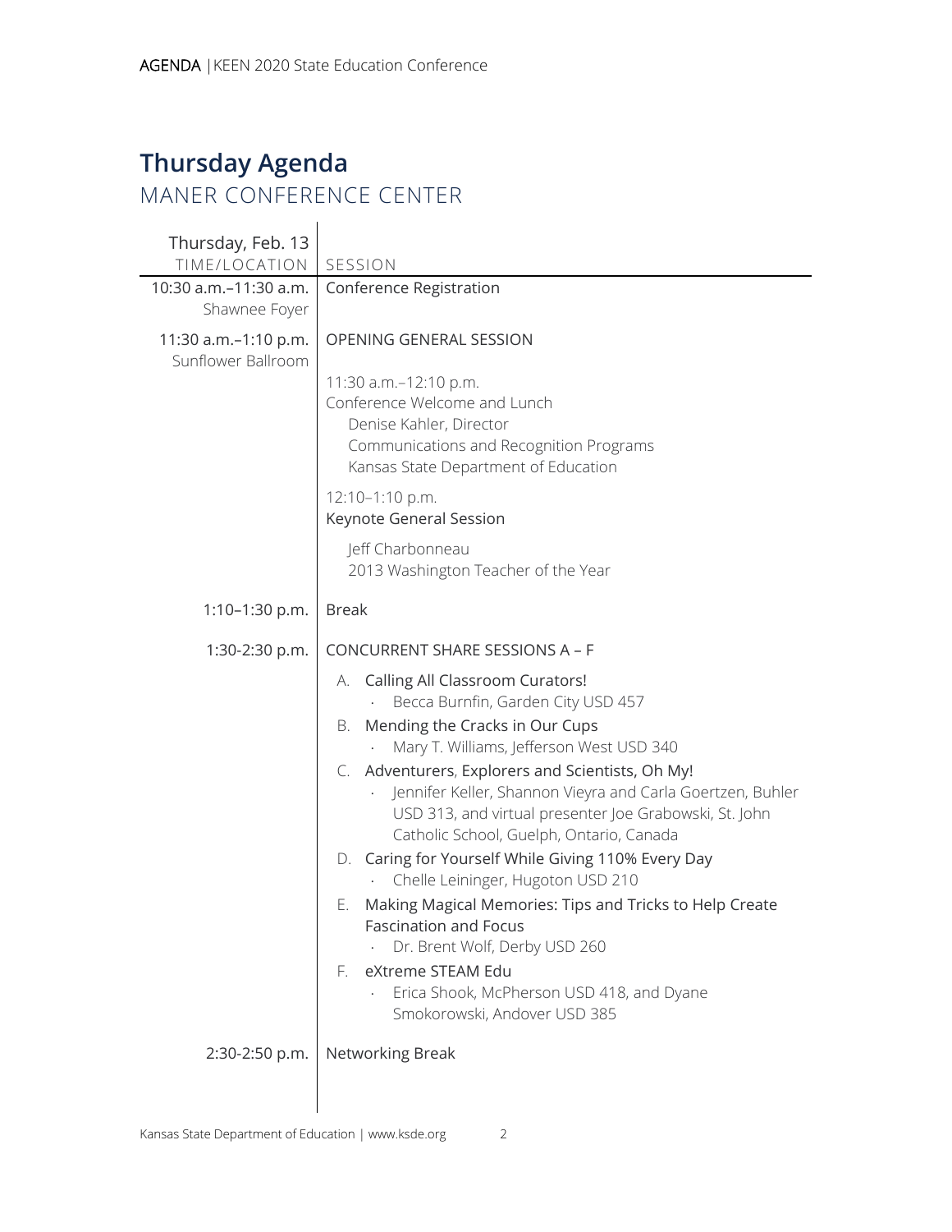# Thursday Agenda

## MANER CONFERENCE CENTER

| Thursday, Feb. 13<br>TIME/LOCATION | SESSION |
|---|---|
| 10:30 a.m.–11:30 a.m.<br>Shawnee Foyer | Conference Registration |
| 11:30 a.m.–1:10 p.m.<br>Sunflower Ballroom | OPENING GENERAL SESSION<br><br>11:30 a.m.–12:10 p.m.<br>Conference Welcome and Lunch<br>Denise Kahler, Director<br>Communications and Recognition Programs<br>Kansas State Department of Education<br><br>12:10–1:10 p.m.<br>Keynote General Session<br><br>Jeff Charbonneau<br>2013 Washington Teacher of the Year |
| 1:10–1:30 p.m. | Break |
| 1:30-2:30 p.m. | CONCURRENT SHARE SESSIONS A – F<br><br>A. Calling All Classroom Curators!<br>· Becca Burnfin, Garden City USD 457<br>B. Mending the Cracks in Our Cups<br>· Mary T. Williams, Jefferson West USD 340<br>C. Adventurers, Explorers and Scientists, Oh My!<br>· Jennifer Keller, Shannon Vieyra and Carla Goertzen, Buhler USD 313, and virtual presenter Joe Grabowski, St. John Catholic School, Guelph, Ontario, Canada<br>D. Caring for Yourself While Giving 110% Every Day<br>· Chelle Leininger, Hugoton USD 210<br>E. Making Magical Memories: Tips and Tricks to Help Create Fascination and Focus<br>· Dr. Brent Wolf, Derby USD 260<br>F. eXtreme STEAM Edu<br>· Erica Shook, McPherson USD 418, and Dyane Smokorowski, Andover USD 385 |
| 2:30-2:50 p.m. | Networking Break |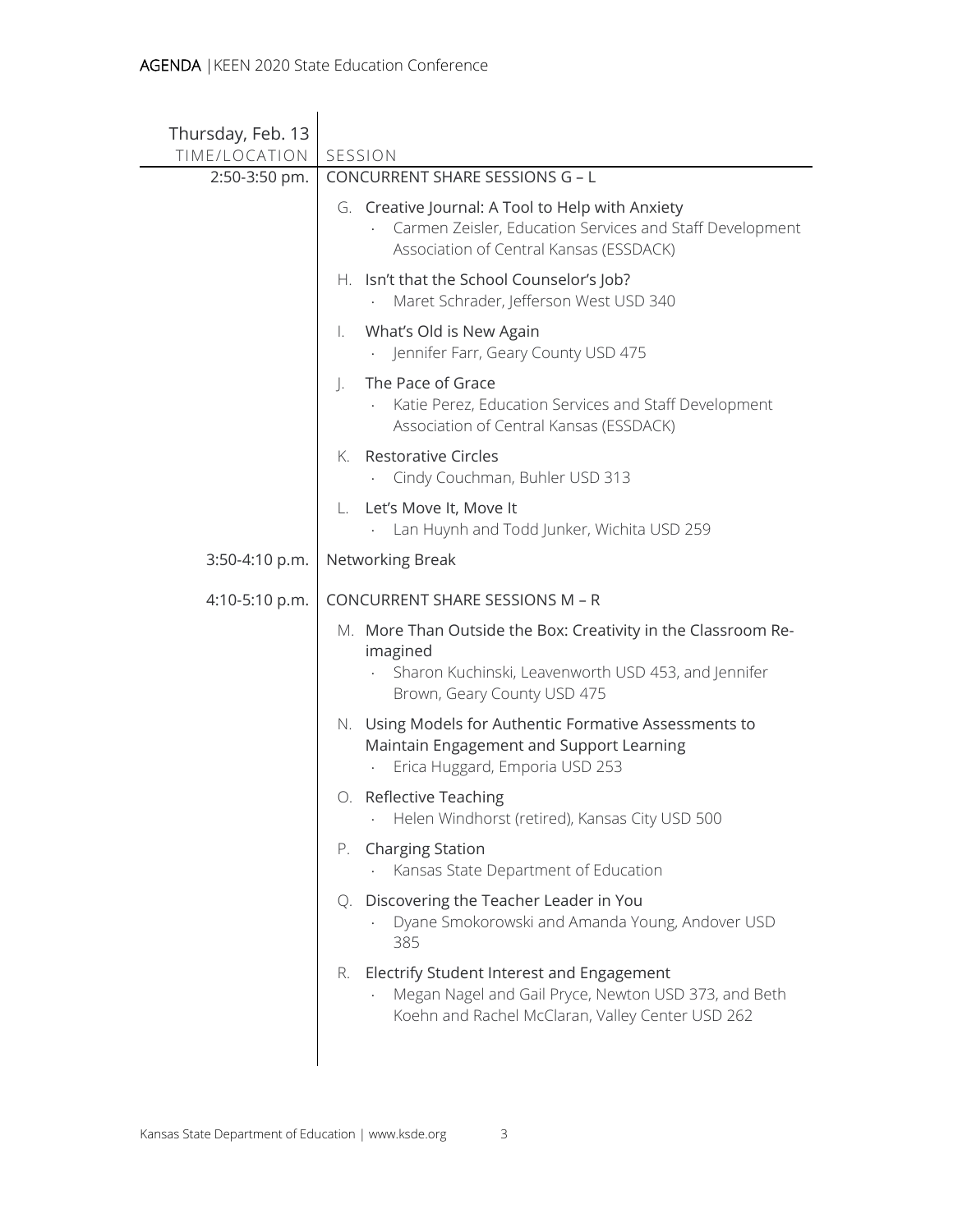| Thursday, Feb. 13<br>TIME/LOCATION | SESSION |
|---|---|
| 2:50-3:50 pm. | CONCURRENT SHARE SESSIONS G – L |
| | G. Creative Journal: A Tool to Help with Anxiety<br>· Carmen Zeisler, Education Services and Staff Development Association of Central Kansas (ESSDACK) |
| | H. Isn't that the School Counselor's Job?<br>· Maret Schrader, Jefferson West USD 340 |
| | I. What's Old is New Again<br>· Jennifer Farr, Geary County USD 475 |
| | J. The Pace of Grace<br>· Katie Perez, Education Services and Staff Development Association of Central Kansas (ESSDACK) |
| | K. Restorative Circles<br>· Cindy Couchman, Buhler USD 313 |
| | L. Let's Move It, Move It<br>· Lan Huynh and Todd Junker, Wichita USD 259 |
| 3:50-4:10 p.m. | Networking Break |
| 4:10-5:10 p.m. | CONCURRENT SHARE SESSIONS M – R |
| | M. More Than Outside the Box: Creativity in the Classroom Re-imagined<br>· Sharon Kuchinski, Leavenworth USD 453, and Jennifer Brown, Geary County USD 475 |
| | N. Using Models for Authentic Formative Assessments to Maintain Engagement and Support Learning<br>· Erica Huggard, Emporia USD 253 |
| | O. Reflective Teaching<br>· Helen Windhorst (retired), Kansas City USD 500 |
| | P. Charging Station<br>· Kansas State Department of Education |
| | Q. Discovering the Teacher Leader in You<br>· Dyane Smokorowski and Amanda Young, Andover USD 385 |
| | R. Electrify Student Interest and Engagement<br>· Megan Nagel and Gail Pryce, Newton USD 373, and Beth Koehn and Rachel McClaran, Valley Center USD 262 |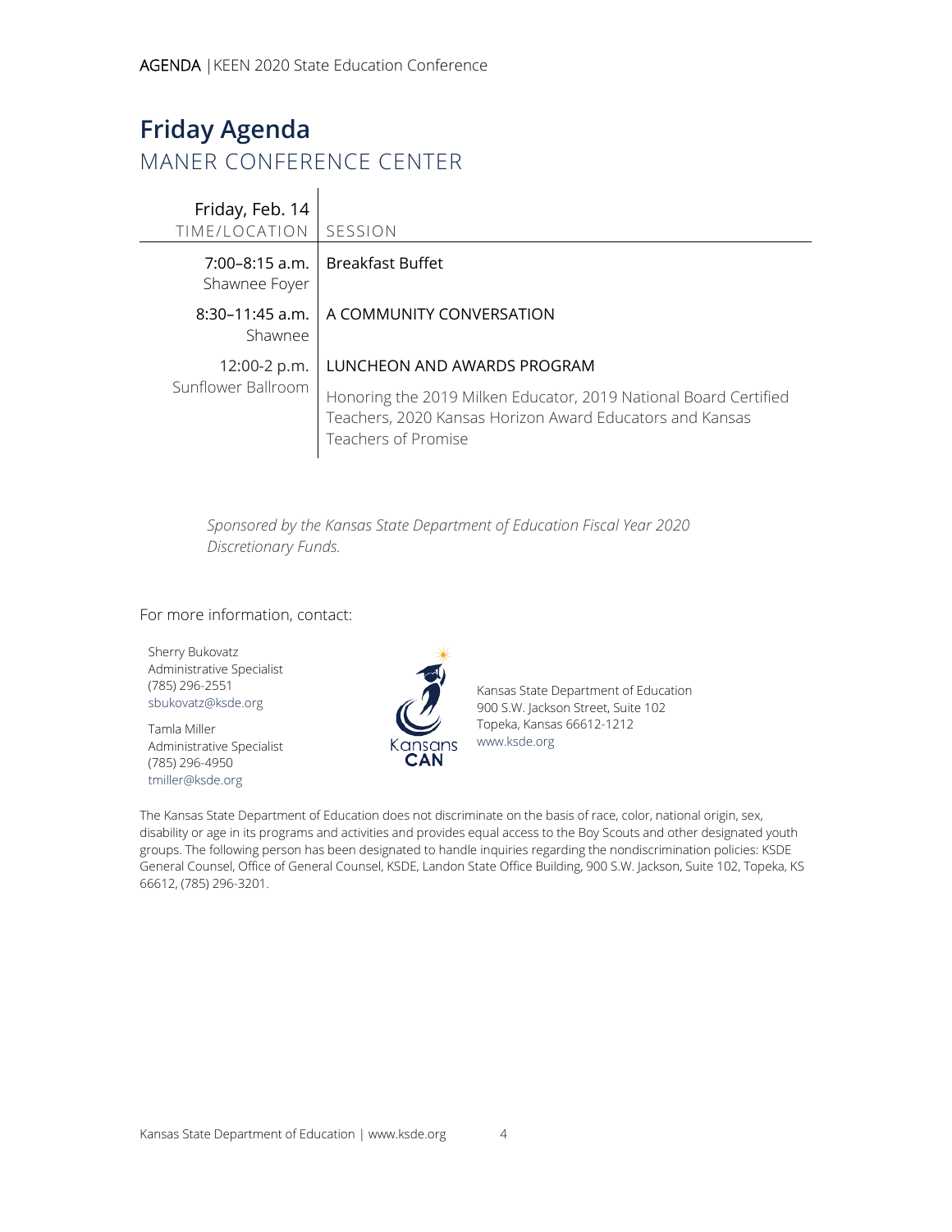# Friday Agenda

## MANER CONFERENCE CENTER

| Friday, Feb. 14<br>TIME/LOCATION | SESSION |
|---|---|
| 7:00–8:15 a.m.<br>Shawnee Foyer | Breakfast Buffet |
| 8:30–11:45 a.m.<br>Shawnee | A COMMUNITY CONVERSATION |
| 12:00-2 p.m.<br>Sunflower Ballroom | LUNCHEON AND AWARDS PROGRAM<br><br>Honoring the 2019 Milken Educator, 2019 National Board Certified Teachers, 2020 Kansas Horizon Award Educators and Kansas Teachers of Promise |

*Sponsored by the Kansas State Department of Education Fiscal Year 2020 Discretionary Funds.*

For more information, contact:

Sherry Bukovatz
Administrative Specialist
(785) 296-2551
sbukovatz@ksde.org

Tamla Miller
Administrative Specialist
(785) 296-4950
tmiller@ksde.org

Kansas State Department of Education
900 S.W. Jackson Street, Suite 102
Topeka, Kansas 66612-1212
www.ksde.org

The Kansas State Department of Education does not discriminate on the basis of race, color, national origin, sex, disability or age in its programs and activities and provides equal access to the Boy Scouts and other designated youth groups. The following person has been designated to handle inquiries regarding the nondiscrimination policies: KSDE General Counsel, Office of General Counsel, KSDE, Landon State Office Building, 900 S.W. Jackson, Suite 102, Topeka, KS 66612, (785) 296-3201.